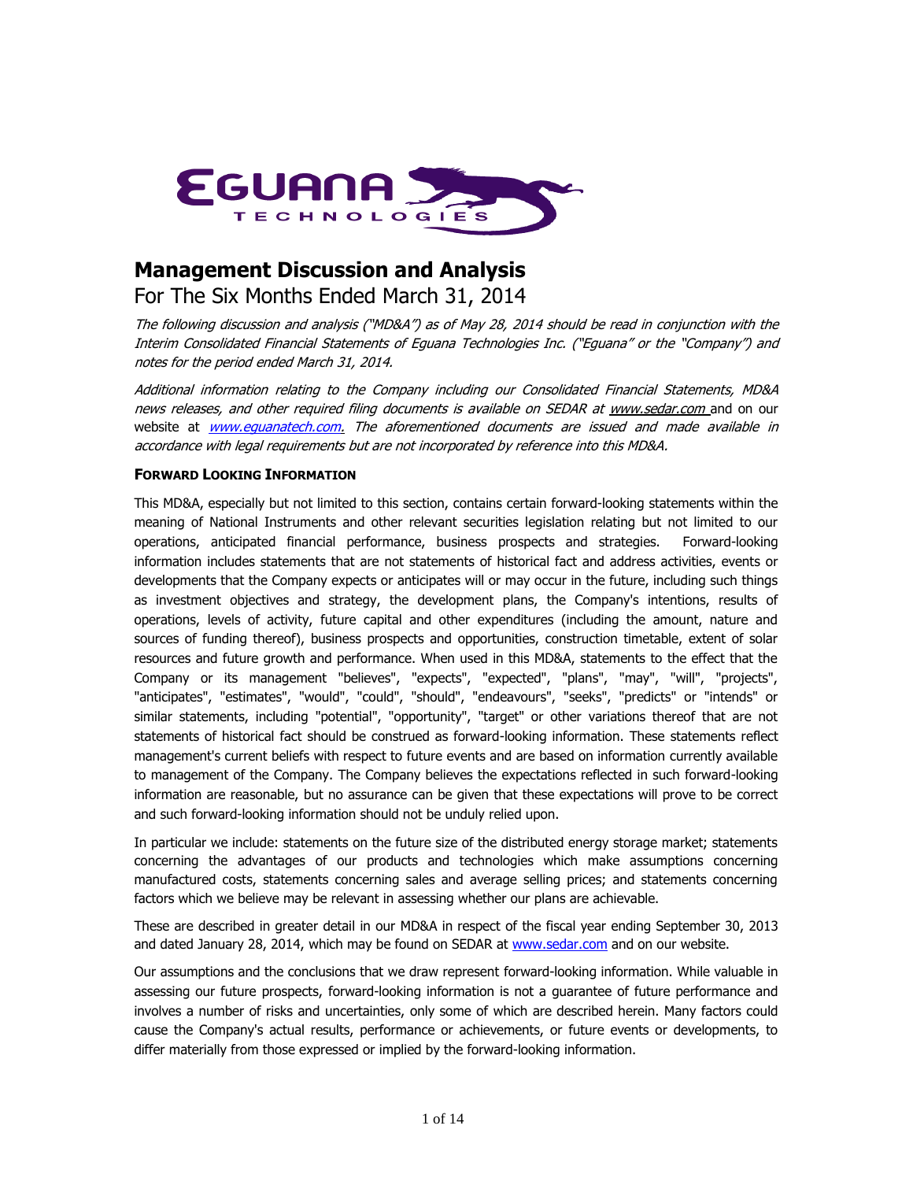# Management Discussion and Analysis

For The Six Months Ended March 31, 2014

*The following discussion and analysis ("MD&A") as of May 28, 2014 should be read in conjunction with the Interim Consolidated Financial Statements of Eguana Technologies Inc. ("Eguana" or the "Company") and notes for the period ended March 31, 2014.*

*Additional information relating to the Company including our Consolidated Financial Statements, MD&A news releases, and other required filing documents is available on SEDAR at www.sedar.com* and on our website at *www.eguanatech.com. The aforementioned documents are issued and made available in accordance with legal requirements but are not incorporated by reference into this MD&A.*

### FORWARD LOOKING INFORMATION

This MD&A, especially but not limited to this section, contains certain forward-looking statements within the meaning of National Instruments and other relevant securities legislation relating but not limited to our operations, anticipated financial performance, business prospects and strategies. Forward-looking information includes statements that are not statements of historical fact and address activities, events or developments that the Company expects or anticipates will or may occur in the future, including such things as investment objectives and strategy, the development plans, the Company's intentions, results of operations, levels of activity, future capital and other expenditures (including the amount, nature and sources of funding thereof), business prospects and opportunities, construction timetable, extent of solar resources and future growth and performance. When used in this MD&A, statements to the effect that the Company or its management "believes", "expects", "expected", "plans", "may", "will", "projects", "anticipates", "estimates", "would", "could", "should", "endeavours", "seeks", "predicts" or "intends" or similar statements, including "potential", "opportunity", "target" or other variations thereof that are not statements of historical fact should be construed as forward-looking information. These statements reflect management's current beliefs with respect to future events and are based on information currently available to management of the Company. The Company believes the expectations reflected in such forward-looking information are reasonable, but no assurance can be given that these expectations will prove to be correct and such forward-looking information should not be unduly relied upon.

In particular we include: statements on the future size of the distributed energy storage market; statements concerning the advantages of our products and technologies which make assumptions concerning manufactured costs, statements concerning sales and average selling prices; and statements concerning factors which we believe may be relevant in assessing whether our plans are achievable.

These are described in greater detail in our MD&A in respect of the fiscal year ending September 30, 2013 and dated January 28, 2014, which may be found on SEDAR at www.sedar.com and on our website.

Our assumptions and the conclusions that we draw represent forward-looking information. While valuable in assessing our future prospects, forward-looking information is not a guarantee of future performance and involves a number of risks and uncertainties, only some of which are described herein. Many factors could cause the Company's actual results, performance or achievements, or future events or developments, to differ materially from those expressed or implied by the forward-looking information.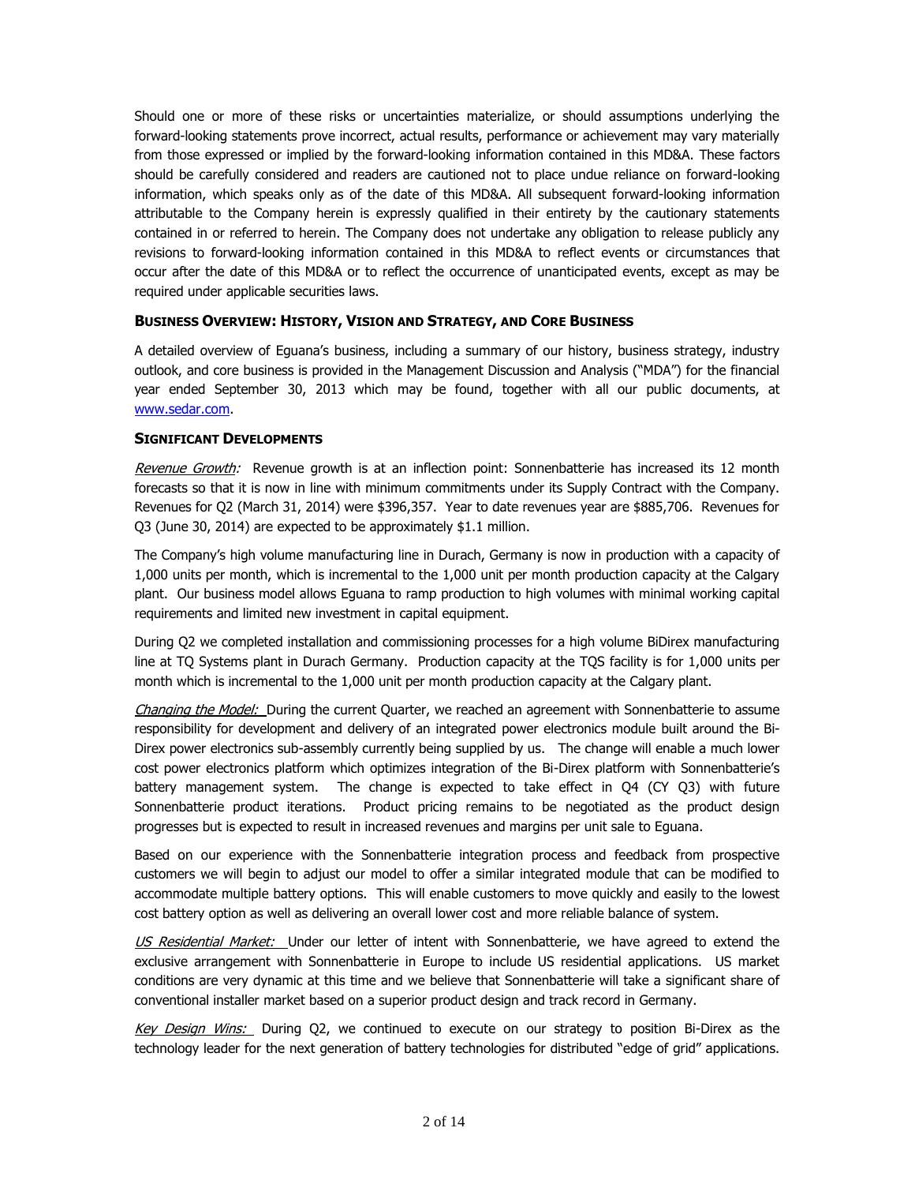Should one or more of these risks or uncertainties materialize, or should assumptions underlying the forward-looking statements prove incorrect, actual results, performance or achievement may vary materially from those expressed or implied by the forward-looking information contained in this MD&A. These factors should be carefully considered and readers are cautioned not to place undue reliance on forward-looking information, which speaks only as of the date of this MD&A. All subsequent forward-looking information attributable to the Company herein is expressly qualified in their entirety by the cautionary statements contained in or referred to herein. The Company does not undertake any obligation to release publicly any revisions to forward-looking information contained in this MD&A to reflect events or circumstances that occur after the date of this MD&A or to reflect the occurrence of unanticipated events, except as may be required under applicable securities laws.

### BUSINESS OVERVIEW: HISTORY, VISION AND STRATEGY, AND CORE BUSINESS

A detailed overview of Eguana's business, including a summary of our history, business strategy, industry outlook, and core business is provided in the Management Discussion and Analysis ("MDA") for the financial year ended September 30, 2013 which may be found, together with all our public documents, at www.sedar.com.

### SIGNIFICANT DEVELOPMENTS

*Revenue Growth:* Revenue growth is at an inflection point: Sonnenbatterie has increased its 12 month forecasts so that it is now in line with minimum commitments under its Supply Contract with the Company. Revenues for Q2 (March 31, 2014) were $396,357. Year to date revenues year are $885,706. Revenues for Q3 (June 30, 2014) are expected to be approximately $1.1 million.

The Company's high volume manufacturing line in Durach, Germany is now in production with a capacity of 1,000 units per month, which is incremental to the 1,000 unit per month production capacity at the Calgary plant. Our business model allows Eguana to ramp production to high volumes with minimal working capital requirements and limited new investment in capital equipment.

During Q2 we completed installation and commissioning processes for a high volume BiDirex manufacturing line at TQ Systems plant in Durach Germany. Production capacity at the TQS facility is for 1,000 units per month which is incremental to the 1,000 unit per month production capacity at the Calgary plant.

*Changing the Model:* During the current Quarter, we reached an agreement with Sonnenbatterie to assume responsibility for development and delivery of an integrated power electronics module built around the Bi-Direx power electronics sub-assembly currently being supplied by us. The change will enable a much lower cost power electronics platform which optimizes integration of the Bi-Direx platform with Sonnenbatterie's battery management system. The change is expected to take effect in Q4 (CY Q3) with future Sonnenbatterie product iterations. Product pricing remains to be negotiated as the product design progresses but is expected to result in increased revenues and margins per unit sale to Eguana.

Based on our experience with the Sonnenbatterie integration process and feedback from prospective customers we will begin to adjust our model to offer a similar integrated module that can be modified to accommodate multiple battery options. This will enable customers to move quickly and easily to the lowest cost battery option as well as delivering an overall lower cost and more reliable balance of system.

*US Residential Market:* Under our letter of intent with Sonnenbatterie, we have agreed to extend the exclusive arrangement with Sonnenbatterie in Europe to include US residential applications. US market conditions are very dynamic at this time and we believe that Sonnenbatterie will take a significant share of conventional installer market based on a superior product design and track record in Germany.

*Key Design Wins:* During Q2, we continued to execute on our strategy to position Bi-Direx as the technology leader for the next generation of battery technologies for distributed "edge of grid" applications.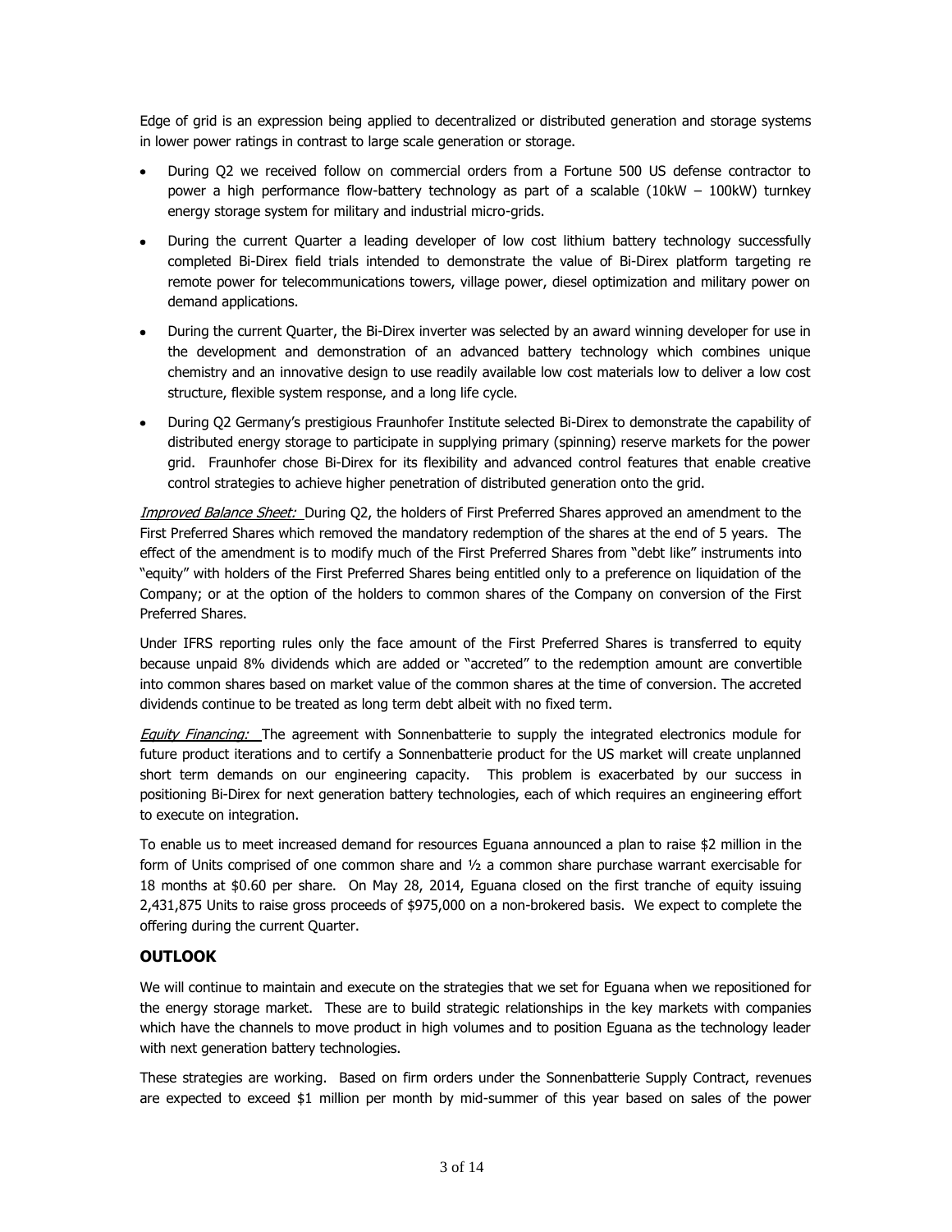Edge of grid is an expression being applied to decentralized or distributed generation and storage systems in lower power ratings in contrast to large scale generation or storage.

- During Q2 we received follow on commercial orders from a Fortune 500 US defense contractor to power a high performance flow-battery technology as part of a scalable (10kW – 100kW) turnkey energy storage system for military and industrial micro-grids.
- During the current Quarter a leading developer of low cost lithium battery technology successfully completed Bi-Direx field trials intended to demonstrate the value of Bi-Direx platform targeting re remote power for telecommunications towers, village power, diesel optimization and military power on demand applications.
- During the current Quarter, the Bi-Direx inverter was selected by an award winning developer for use in the development and demonstration of an advanced battery technology which combines unique chemistry and an innovative design to use readily available low cost materials low to deliver a low cost structure, flexible system response, and a long life cycle.
- During Q2 Germany's prestigious Fraunhofer Institute selected Bi-Direx to demonstrate the capability of distributed energy storage to participate in supplying primary (spinning) reserve markets for the power grid. Fraunhofer chose Bi-Direx for its flexibility and advanced control features that enable creative control strategies to achieve higher penetration of distributed generation onto the grid.

*Improved Balance Sheet:* During Q2, the holders of First Preferred Shares approved an amendment to the First Preferred Shares which removed the mandatory redemption of the shares at the end of 5 years. The effect of the amendment is to modify much of the First Preferred Shares from "debt like" instruments into "equity" with holders of the First Preferred Shares being entitled only to a preference on liquidation of the Company; or at the option of the holders to common shares of the Company on conversion of the First Preferred Shares.

Under IFRS reporting rules only the face amount of the First Preferred Shares is transferred to equity because unpaid 8% dividends which are added or "accreted" to the redemption amount are convertible into common shares based on market value of the common shares at the time of conversion. The accreted dividends continue to be treated as long term debt albeit with no fixed term.

*Equity Financing:* The agreement with Sonnenbatterie to supply the integrated electronics module for future product iterations and to certify a Sonnenbatterie product for the US market will create unplanned short term demands on our engineering capacity. This problem is exacerbated by our success in positioning Bi-Direx for next generation battery technologies, each of which requires an engineering effort to execute on integration.

To enable us to meet increased demand for resources Eguana announced a plan to raise $2 million in the form of Units comprised of one common share and ½ a common share purchase warrant exercisable for 18 months at $0.60 per share. On May 28, 2014, Eguana closed on the first tranche of equity issuing 2,431,875 Units to raise gross proceeds of $975,000 on a non-brokered basis. We expect to complete the offering during the current Quarter.

## OUTLOOK

We will continue to maintain and execute on the strategies that we set for Eguana when we repositioned for the energy storage market. These are to build strategic relationships in the key markets with companies which have the channels to move product in high volumes and to position Eguana as the technology leader with next generation battery technologies.

These strategies are working. Based on firm orders under the Sonnenbatterie Supply Contract, revenues are expected to exceed $1 million per month by mid-summer of this year based on sales of the power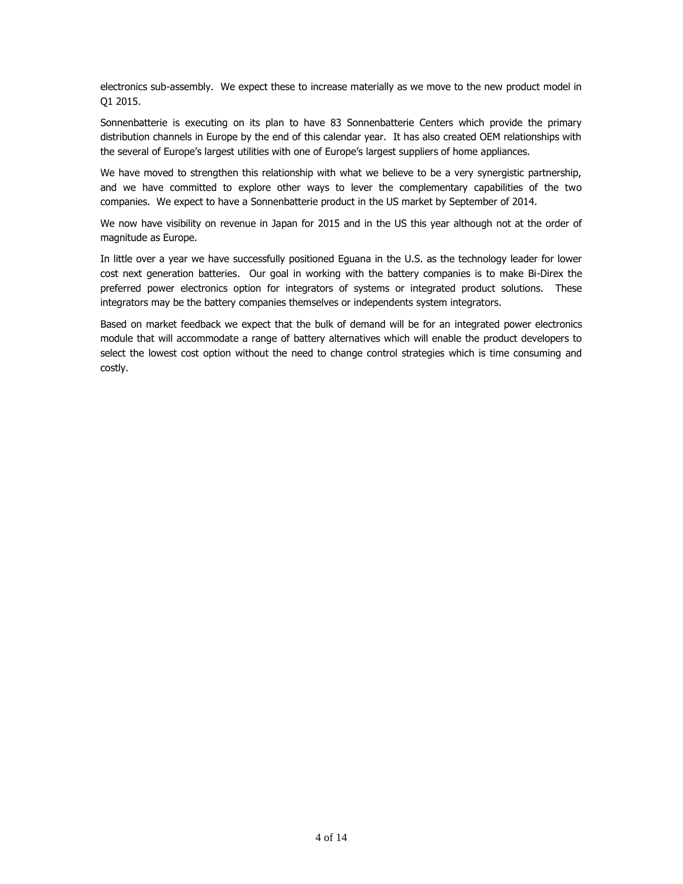electronics sub-assembly. We expect these to increase materially as we move to the new product model in Q1 2015.

Sonnenbatterie is executing on its plan to have 83 Sonnenbatterie Centers which provide the primary distribution channels in Europe by the end of this calendar year. It has also created OEM relationships with the several of Europe's largest utilities with one of Europe's largest suppliers of home appliances.

We have moved to strengthen this relationship with what we believe to be a very synergistic partnership, and we have committed to explore other ways to lever the complementary capabilities of the two companies. We expect to have a Sonnenbatterie product in the US market by September of 2014.

We now have visibility on revenue in Japan for 2015 and in the US this year although not at the order of magnitude as Europe.

In little over a year we have successfully positioned Eguana in the U.S. as the technology leader for lower cost next generation batteries. Our goal in working with the battery companies is to make Bi-Direx the preferred power electronics option for integrators of systems or integrated product solutions. These integrators may be the battery companies themselves or independents system integrators.

Based on market feedback we expect that the bulk of demand will be for an integrated power electronics module that will accommodate a range of battery alternatives which will enable the product developers to select the lowest cost option without the need to change control strategies which is time consuming and costly.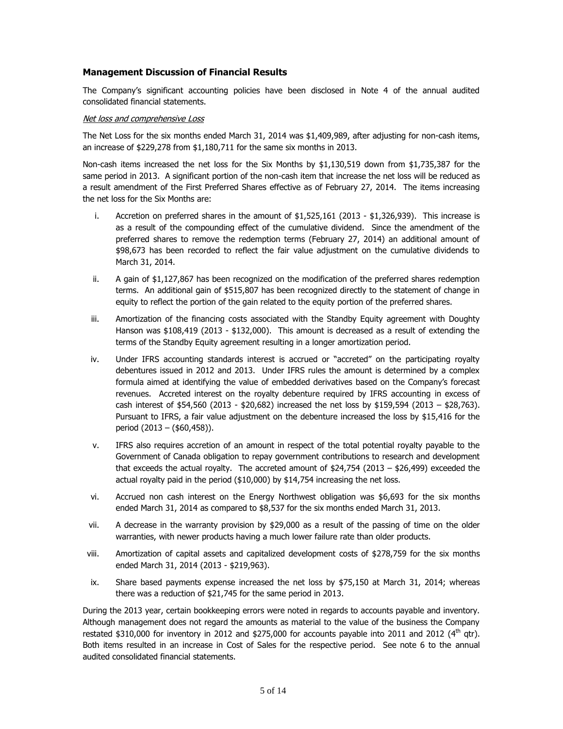## Management Discussion of Financial Results

The Company's significant accounting policies have been disclosed in Note 4 of the annual audited consolidated financial statements.

*Net loss and comprehensive Loss*

The Net Loss for the six months ended March 31, 2014 was $1,409,989, after adjusting for non-cash items, an increase of $229,278 from $1,180,711 for the same six months in 2013.

Non-cash items increased the net loss for the Six Months by $1,130,519 down from $1,735,387 for the same period in 2013. A significant portion of the non-cash item that increase the net loss will be reduced as a result amendment of the First Preferred Shares effective as of February 27, 2014. The items increasing the net loss for the Six Months are:

i. Accretion on preferred shares in the amount of $1,525,161 (2013 - $1,326,939). This increase is as a result of the compounding effect of the cumulative dividend. Since the amendment of the preferred shares to remove the redemption terms (February 27, 2014) an additional amount of $98,673 has been recorded to reflect the fair value adjustment on the cumulative dividends to March 31, 2014.

ii. A gain of $1,127,867 has been recognized on the modification of the preferred shares redemption terms. An additional gain of $515,807 has been recognized directly to the statement of change in equity to reflect the portion of the gain related to the equity portion of the preferred shares.

iii. Amortization of the financing costs associated with the Standby Equity agreement with Doughty Hanson was $108,419 (2013 - $132,000). This amount is decreased as a result of extending the terms of the Standby Equity agreement resulting in a longer amortization period.

iv. Under IFRS accounting standards interest is accrued or "accreted" on the participating royalty debentures issued in 2012 and 2013. Under IFRS rules the amount is determined by a complex formula aimed at identifying the value of embedded derivatives based on the Company's forecast revenues. Accreted interest on the royalty debenture required by IFRS accounting in excess of cash interest of $54,560 (2013 - $20,682) increased the net loss by $159,594 (2013 – $28,763). Pursuant to IFRS, a fair value adjustment on the debenture increased the loss by $15,416 for the period (2013 – ($60,458)).

v. IFRS also requires accretion of an amount in respect of the total potential royalty payable to the Government of Canada obligation to repay government contributions to research and development that exceeds the actual royalty. The accreted amount of $24,754 (2013 – $26,499) exceeded the actual royalty paid in the period ($10,000) by $14,754 increasing the net loss.

vi. Accrued non cash interest on the Energy Northwest obligation was $6,693 for the six months ended March 31, 2014 as compared to $8,537 for the six months ended March 31, 2013.

vii. A decrease in the warranty provision by $29,000 as a result of the passing of time on the older warranties, with newer products having a much lower failure rate than older products.

viii. Amortization of capital assets and capitalized development costs of $278,759 for the six months ended March 31, 2014 (2013 - $219,963).

ix. Share based payments expense increased the net loss by $75,150 at March 31, 2014; whereas there was a reduction of $21,745 for the same period in 2013.

During the 2013 year, certain bookkeeping errors were noted in regards to accounts payable and inventory. Although management does not regard the amounts as material to the value of the business the Company restated $310,000 for inventory in 2012 and $275,000 for accounts payable into 2011 and 2012 (4th qtr). Both items resulted in an increase in Cost of Sales for the respective period. See note 6 to the annual audited consolidated financial statements.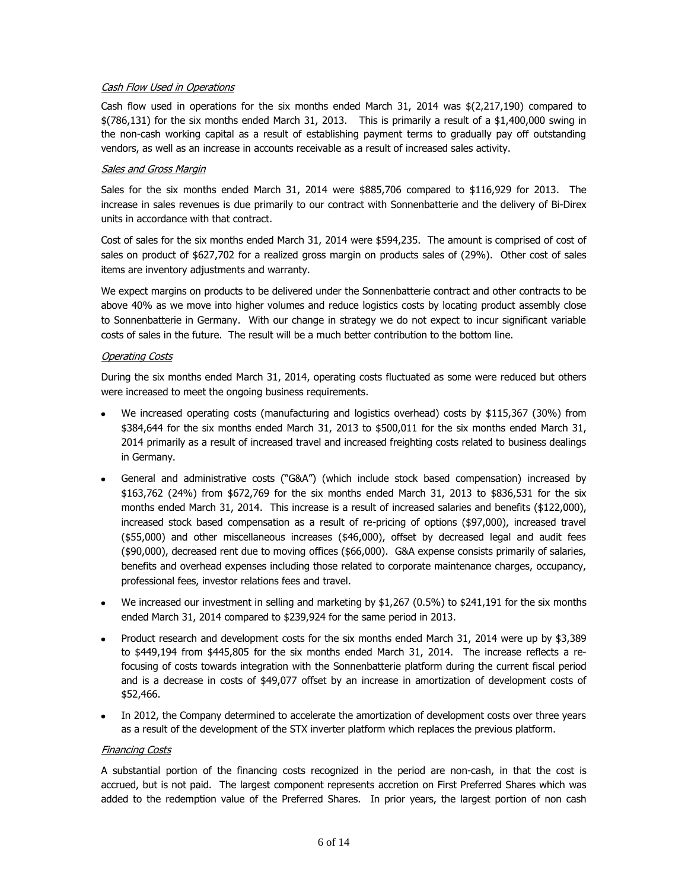*Cash Flow Used in Operations*

Cash flow used in operations for the six months ended March 31, 2014 was $(2,217,190) compared to $(786,131) for the six months ended March 31, 2013. This is primarily a result of a $1,400,000 swing in the non-cash working capital as a result of establishing payment terms to gradually pay off outstanding vendors, as well as an increase in accounts receivable as a result of increased sales activity.

*Sales and Gross Margin*

Sales for the six months ended March 31, 2014 were $885,706 compared to $116,929 for 2013. The increase in sales revenues is due primarily to our contract with Sonnenbatterie and the delivery of Bi-Direx units in accordance with that contract.

Cost of sales for the six months ended March 31, 2014 were $594,235. The amount is comprised of cost of sales on product of $627,702 for a realized gross margin on products sales of (29%). Other cost of sales items are inventory adjustments and warranty.

We expect margins on products to be delivered under the Sonnenbatterie contract and other contracts to be above 40% as we move into higher volumes and reduce logistics costs by locating product assembly close to Sonnenbatterie in Germany. With our change in strategy we do not expect to incur significant variable costs of sales in the future. The result will be a much better contribution to the bottom line.

*Operating Costs*

During the six months ended March 31, 2014, operating costs fluctuated as some were reduced but others were increased to meet the ongoing business requirements.

- We increased operating costs (manufacturing and logistics overhead) costs by $115,367 (30%) from $384,644 for the six months ended March 31, 2013 to $500,011 for the six months ended March 31, 2014 primarily as a result of increased travel and increased freighting costs related to business dealings in Germany.
- General and administrative costs ("G&A") (which include stock based compensation) increased by $163,762 (24%) from $672,769 for the six months ended March 31, 2013 to $836,531 for the six months ended March 31, 2014. This increase is a result of increased salaries and benefits ($122,000), increased stock based compensation as a result of re-pricing of options ($97,000), increased travel ($55,000) and other miscellaneous increases ($46,000), offset by decreased legal and audit fees ($90,000), decreased rent due to moving offices ($66,000). G&A expense consists primarily of salaries, benefits and overhead expenses including those related to corporate maintenance charges, occupancy, professional fees, investor relations fees and travel.
- We increased our investment in selling and marketing by $1,267 (0.5%) to $241,191 for the six months ended March 31, 2014 compared to $239,924 for the same period in 2013.
- Product research and development costs for the six months ended March 31, 2014 were up by $3,389 to $449,194 from $445,805 for the six months ended March 31, 2014. The increase reflects a re-focusing of costs towards integration with the Sonnenbatterie platform during the current fiscal period and is a decrease in costs of $49,077 offset by an increase in amortization of development costs of $52,466.
- In 2012, the Company determined to accelerate the amortization of development costs over three years as a result of the development of the STX inverter platform which replaces the previous platform.

*Financing Costs*

A substantial portion of the financing costs recognized in the period are non-cash, in that the cost is accrued, but is not paid. The largest component represents accretion on First Preferred Shares which was added to the redemption value of the Preferred Shares. In prior years, the largest portion of non cash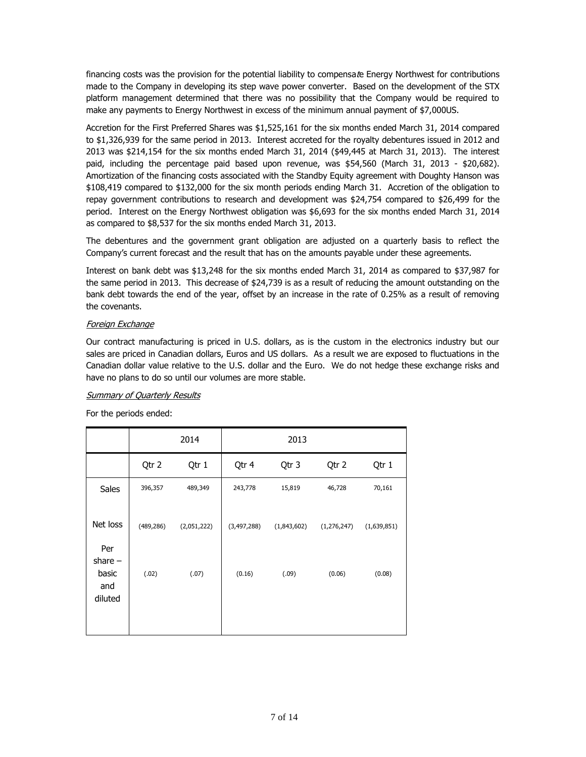financing costs was the provision for the potential liability to compensate Energy Northwest for contributions made to the Company in developing its step wave power converter. Based on the development of the STX platform management determined that there was no possibility that the Company would be required to make any payments to Energy Northwest in excess of the minimum annual payment of $7,000US.

Accretion for the First Preferred Shares was $1,525,161 for the six months ended March 31, 2014 compared to $1,326,939 for the same period in 2013. Interest accreted for the royalty debentures issued in 2012 and 2013 was $214,154 for the six months ended March 31, 2014 ($49,445 at March 31, 2013). The interest paid, including the percentage paid based upon revenue, was $54,560 (March 31, 2013 - $20,682). Amortization of the financing costs associated with the Standby Equity agreement with Doughty Hanson was $108,419 compared to $132,000 for the six month periods ending March 31. Accretion of the obligation to repay government contributions to research and development was $24,754 compared to $26,499 for the period. Interest on the Energy Northwest obligation was $6,693 for the six months ended March 31, 2014 as compared to $8,537 for the six months ended March 31, 2013.

The debentures and the government grant obligation are adjusted on a quarterly basis to reflect the Company's current forecast and the result that has on the amounts payable under these agreements.

Interest on bank debt was $13,248 for the six months ended March 31, 2014 as compared to $37,987 for the same period in 2013. This decrease of $24,739 is as a result of reducing the amount outstanding on the bank debt towards the end of the year, offset by an increase in the rate of 0.25% as a result of removing the covenants.

*Foreign Exchange*

Our contract manufacturing is priced in U.S. dollars, as is the custom in the electronics industry but our sales are priced in Canadian dollars, Euros and US dollars. As a result we are exposed to fluctuations in the Canadian dollar value relative to the U.S. dollar and the Euro. We do not hedge these exchange risks and have no plans to do so until our volumes are more stable.

*Summary of Quarterly Results*

For the periods ended:

| | 2014 | | 2013 | | | |
|---|---|---|---|---|---|---|
| | Qtr 2 | Qtr 1 | Qtr 4 | Qtr 3 | Qtr 2 | Qtr 1 |
| Sales | 396,357 | 489,349 | 243,778 | 15,819 | 46,728 | 70,161 |
| Net loss | (489,286) | (2,051,222) | (3,497,288) | (1,843,602) | (1,276,247) | (1,639,851) |
| Per share – basic and diluted | (.02) | (.07) | (0.16) | (.09) | (0.06) | (0.08) |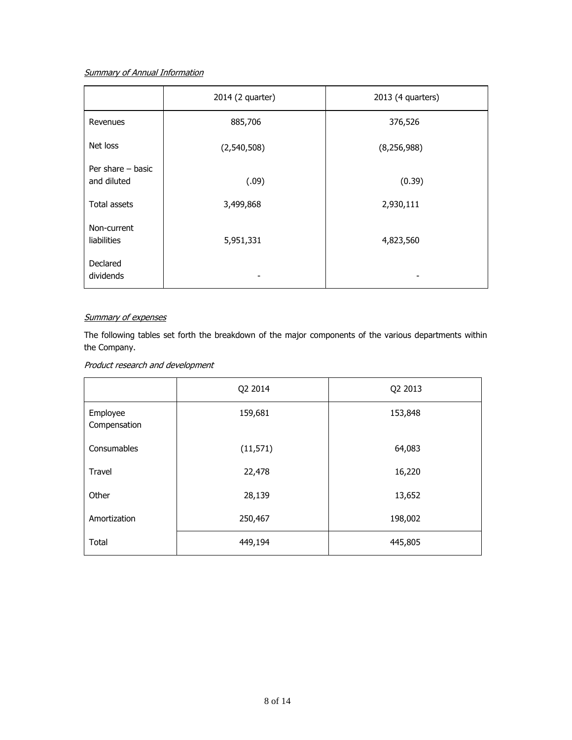*Summary of Annual Information*

| | 2014 (2 quarter) | 2013 (4 quarters) |
|---|---|---|
| Revenues | 885,706 | 376,526 |
| Net loss | (2,540,508) | (8,256,988) |
| Per share – basic and diluted | (.09) | (0.39) |
| Total assets | 3,499,868 | 2,930,111 |
| Non-current liabilities | 5,951,331 | 4,823,560 |
| Declared dividends | - | - |

*Summary of expenses*

The following tables set forth the breakdown of the major components of the various departments within the Company.

*Product research and development*

| | Q2 2014 | Q2 2013 |
|---|---|---|
| Employee Compensation | 159,681 | 153,848 |
| Consumables | (11,571) | 64,083 |
| Travel | 22,478 | 16,220 |
| Other | 28,139 | 13,652 |
| Amortization | 250,467 | 198,002 |
| Total | 449,194 | 445,805 |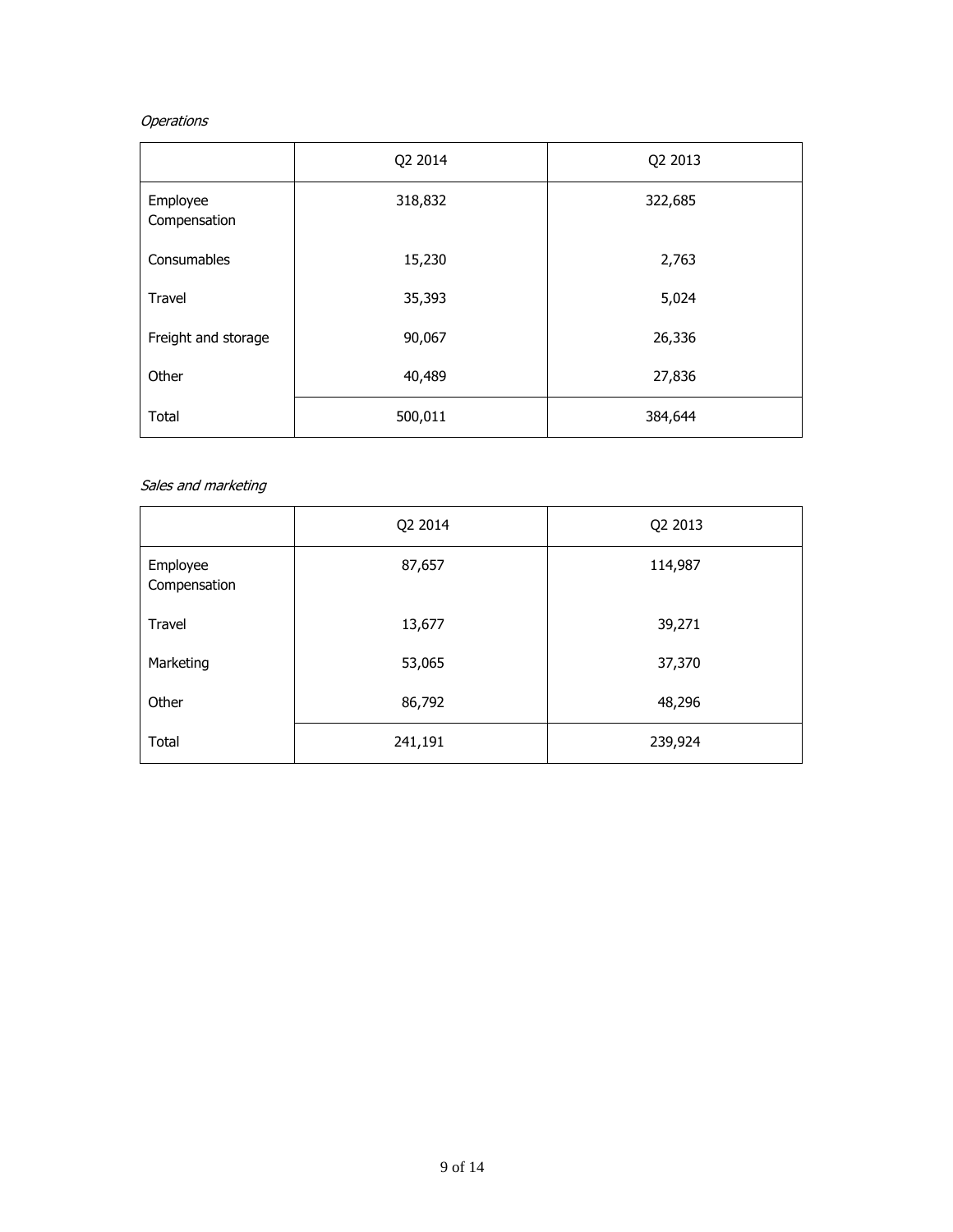*Operations*

| | Q2 2014 | Q2 2013 |
|---|---|---|
| Employee Compensation | 318,832 | 322,685 |
| Consumables | 15,230 | 2,763 |
| Travel | 35,393 | 5,024 |
| Freight and storage | 90,067 | 26,336 |
| Other | 40,489 | 27,836 |
| Total | 500,011 | 384,644 |

*Sales and marketing*

| | Q2 2014 | Q2 2013 |
|---|---|---|
| Employee Compensation | 87,657 | 114,987 |
| Travel | 13,677 | 39,271 |
| Marketing | 53,065 | 37,370 |
| Other | 86,792 | 48,296 |
| Total | 241,191 | 239,924 |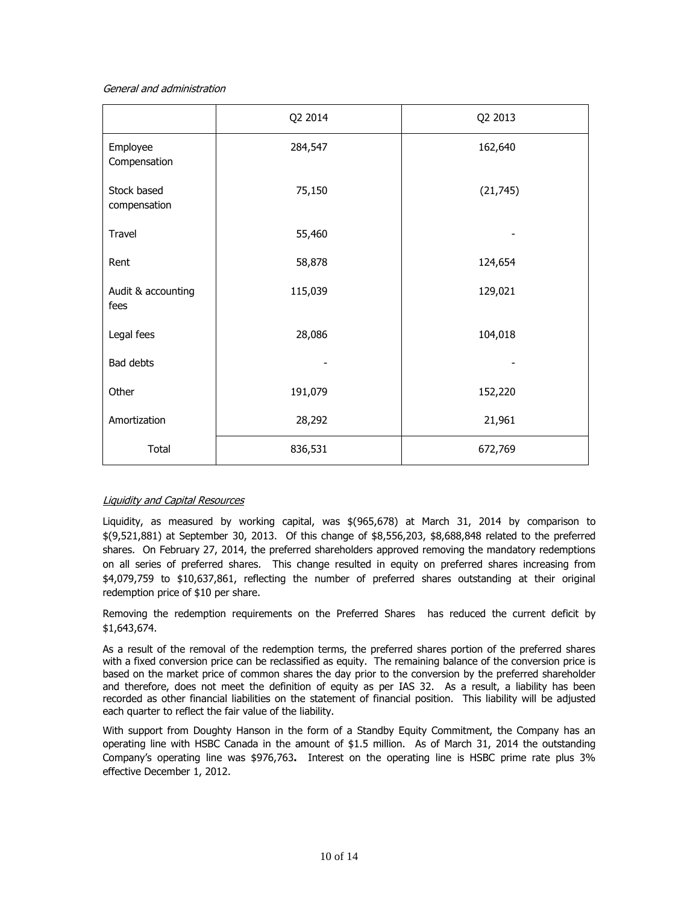*General and administration*

| | Q2 2014 | Q2 2013 |
|---|---|---|
| Employee Compensation | 284,547 | 162,640 |
| Stock based compensation | 75,150 | (21,745) |
| Travel | 55,460 | - |
| Rent | 58,878 | 124,654 |
| Audit & accounting fees | 115,039 | 129,021 |
| Legal fees | 28,086 | 104,018 |
| Bad debts | - | - |
| Other | 191,079 | 152,220 |
| Amortization | 28,292 | 21,961 |
| Total | 836,531 | 672,769 |

*Liquidity and Capital Resources*

Liquidity, as measured by working capital, was $(965,678) at March 31, 2014 by comparison to $(9,521,881) at September 30, 2013. Of this change of $8,556,203, $8,688,848 related to the preferred shares. On February 27, 2014, the preferred shareholders approved removing the mandatory redemptions on all series of preferred shares. This change resulted in equity on preferred shares increasing from $4,079,759 to $10,637,861, reflecting the number of preferred shares outstanding at their original redemption price of $10 per share.

Removing the redemption requirements on the Preferred Shares has reduced the current deficit by $1,643,674.

As a result of the removal of the redemption terms, the preferred shares portion of the preferred shares with a fixed conversion price can be reclassified as equity. The remaining balance of the conversion price is based on the market price of common shares the day prior to the conversion by the preferred shareholder and therefore, does not meet the definition of equity as per IAS 32. As a result, a liability has been recorded as other financial liabilities on the statement of financial position. This liability will be adjusted each quarter to reflect the fair value of the liability.

With support from Doughty Hanson in the form of a Standby Equity Commitment, the Company has an operating line with HSBC Canada in the amount of $1.5 million. As of March 31, 2014 the outstanding Company's operating line was $976,763**.** Interest on the operating line is HSBC prime rate plus 3% effective December 1, 2012.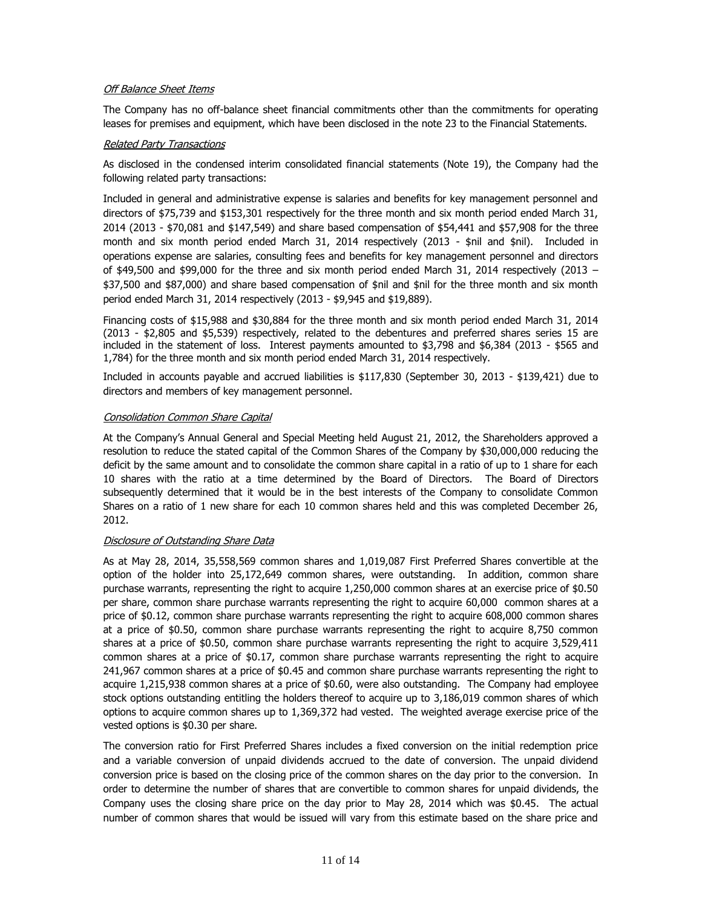### *Off Balance Sheet Items*

The Company has no off-balance sheet financial commitments other than the commitments for operating leases for premises and equipment, which have been disclosed in the note 23 to the Financial Statements.

### *Related Party Transactions*

As disclosed in the condensed interim consolidated financial statements (Note 19), the Company had the following related party transactions:

Included in general and administrative expense is salaries and benefits for key management personnel and directors of $75,739 and $153,301 respectively for the three month and six month period ended March 31, 2014 (2013 - $70,081 and $147,549) and share based compensation of $54,441 and $57,908 for the three month and six month period ended March 31, 2014 respectively (2013 - $nil and $nil). Included in operations expense are salaries, consulting fees and benefits for key management personnel and directors of $49,500 and $99,000 for the three and six month period ended March 31, 2014 respectively (2013 – $37,500 and $87,000) and share based compensation of $nil and $nil for the three month and six month period ended March 31, 2014 respectively (2013 - $9,945 and $19,889).

Financing costs of $15,988 and $30,884 for the three month and six month period ended March 31, 2014 (2013 - $2,805 and $5,539) respectively, related to the debentures and preferred shares series 15 are included in the statement of loss. Interest payments amounted to $3,798 and $6,384 (2013 - $565 and 1,784) for the three month and six month period ended March 31, 2014 respectively.

Included in accounts payable and accrued liabilities is $117,830 (September 30, 2013 - $139,421) due to directors and members of key management personnel.

### *Consolidation Common Share Capital*

At the Company's Annual General and Special Meeting held August 21, 2012, the Shareholders approved a resolution to reduce the stated capital of the Common Shares of the Company by $30,000,000 reducing the deficit by the same amount and to consolidate the common share capital in a ratio of up to 1 share for each 10 shares with the ratio at a time determined by the Board of Directors. The Board of Directors subsequently determined that it would be in the best interests of the Company to consolidate Common Shares on a ratio of 1 new share for each 10 common shares held and this was completed December 26, 2012.

### *Disclosure of Outstanding Share Data*

As at May 28, 2014, 35,558,569 common shares and 1,019,087 First Preferred Shares convertible at the option of the holder into 25,172,649 common shares, were outstanding. In addition, common share purchase warrants, representing the right to acquire 1,250,000 common shares at an exercise price of $0.50 per share, common share purchase warrants representing the right to acquire 60,000 common shares at a price of $0.12, common share purchase warrants representing the right to acquire 608,000 common shares at a price of $0.50, common share purchase warrants representing the right to acquire 8,750 common shares at a price of $0.50, common share purchase warrants representing the right to acquire 3,529,411 common shares at a price of $0.17, common share purchase warrants representing the right to acquire 241,967 common shares at a price of $0.45 and common share purchase warrants representing the right to acquire 1,215,938 common shares at a price of $0.60, were also outstanding. The Company had employee stock options outstanding entitling the holders thereof to acquire up to 3,186,019 common shares of which options to acquire common shares up to 1,369,372 had vested. The weighted average exercise price of the vested options is $0.30 per share.

The conversion ratio for First Preferred Shares includes a fixed conversion on the initial redemption price and a variable conversion of unpaid dividends accrued to the date of conversion. The unpaid dividend conversion price is based on the closing price of the common shares on the day prior to the conversion. In order to determine the number of shares that are convertible to common shares for unpaid dividends, the Company uses the closing share price on the day prior to May 28, 2014 which was $0.45. The actual number of common shares that would be issued will vary from this estimate based on the share price and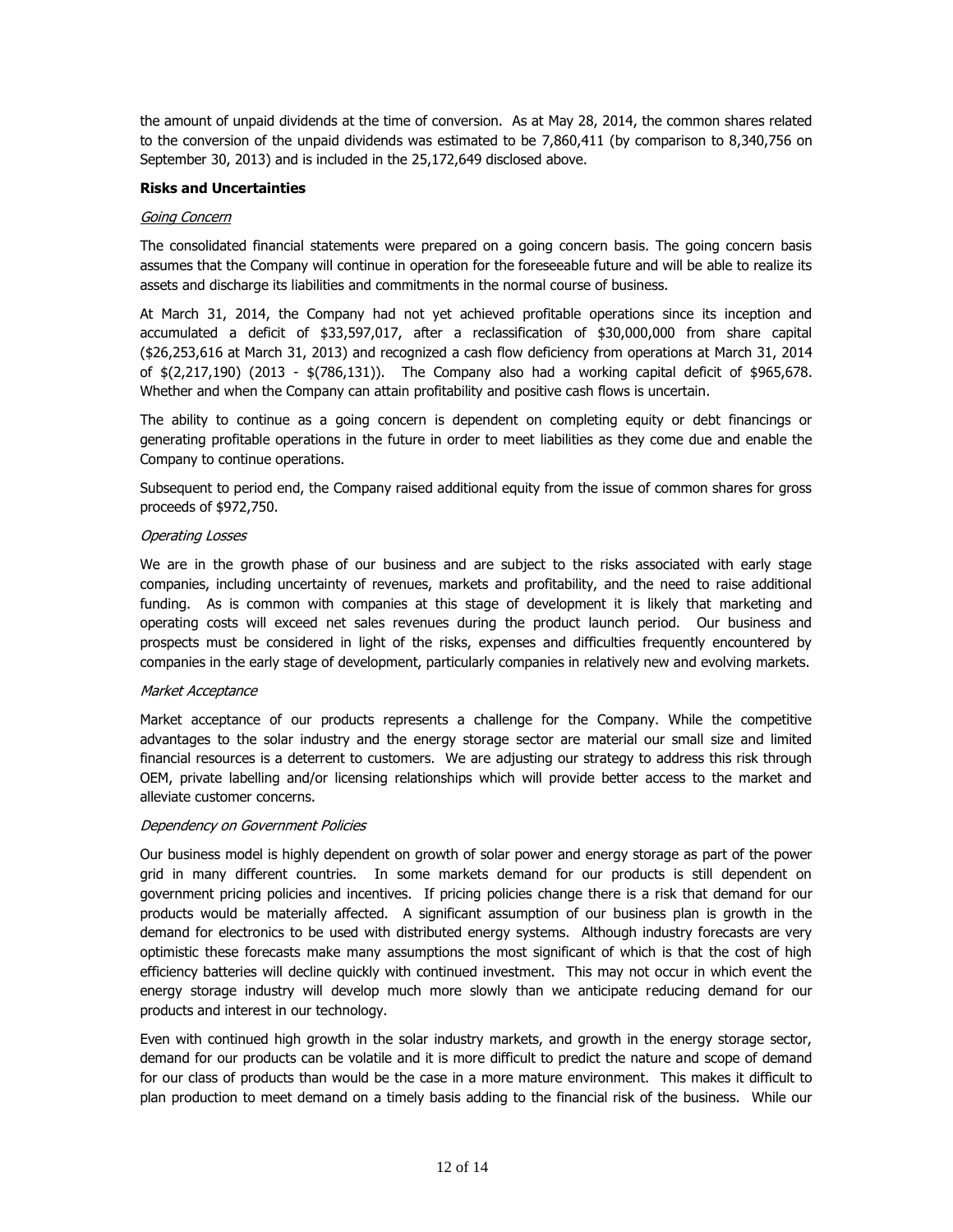the amount of unpaid dividends at the time of conversion. As at May 28, 2014, the common shares related to the conversion of the unpaid dividends was estimated to be 7,860,411 (by comparison to 8,340,756 on September 30, 2013) and is included in the 25,172,649 disclosed above.

**Risks and Uncertainties**

*Going Concern*

The consolidated financial statements were prepared on a going concern basis. The going concern basis assumes that the Company will continue in operation for the foreseeable future and will be able to realize its assets and discharge its liabilities and commitments in the normal course of business.

At March 31, 2014, the Company had not yet achieved profitable operations since its inception and accumulated a deficit of $33,597,017, after a reclassification of $30,000,000 from share capital ($26,253,616 at March 31, 2013) and recognized a cash flow deficiency from operations at March 31, 2014 of $(2,217,190) (2013 - $(786,131)). The Company also had a working capital deficit of $965,678. Whether and when the Company can attain profitability and positive cash flows is uncertain.

The ability to continue as a going concern is dependent on completing equity or debt financings or generating profitable operations in the future in order to meet liabilities as they come due and enable the Company to continue operations.

Subsequent to period end, the Company raised additional equity from the issue of common shares for gross proceeds of $972,750.

*Operating Losses*

We are in the growth phase of our business and are subject to the risks associated with early stage companies, including uncertainty of revenues, markets and profitability, and the need to raise additional funding. As is common with companies at this stage of development it is likely that marketing and operating costs will exceed net sales revenues during the product launch period. Our business and prospects must be considered in light of the risks, expenses and difficulties frequently encountered by companies in the early stage of development, particularly companies in relatively new and evolving markets.

*Market Acceptance*

Market acceptance of our products represents a challenge for the Company. While the competitive advantages to the solar industry and the energy storage sector are material our small size and limited financial resources is a deterrent to customers. We are adjusting our strategy to address this risk through OEM, private labelling and/or licensing relationships which will provide better access to the market and alleviate customer concerns.

*Dependency on Government Policies*

Our business model is highly dependent on growth of solar power and energy storage as part of the power grid in many different countries. In some markets demand for our products is still dependent on government pricing policies and incentives. If pricing policies change there is a risk that demand for our products would be materially affected. A significant assumption of our business plan is growth in the demand for electronics to be used with distributed energy systems. Although industry forecasts are very optimistic these forecasts make many assumptions the most significant of which is that the cost of high efficiency batteries will decline quickly with continued investment. This may not occur in which event the energy storage industry will develop much more slowly than we anticipate reducing demand for our products and interest in our technology.

Even with continued high growth in the solar industry markets, and growth in the energy storage sector, demand for our products can be volatile and it is more difficult to predict the nature and scope of demand for our class of products than would be the case in a more mature environment. This makes it difficult to plan production to meet demand on a timely basis adding to the financial risk of the business. While our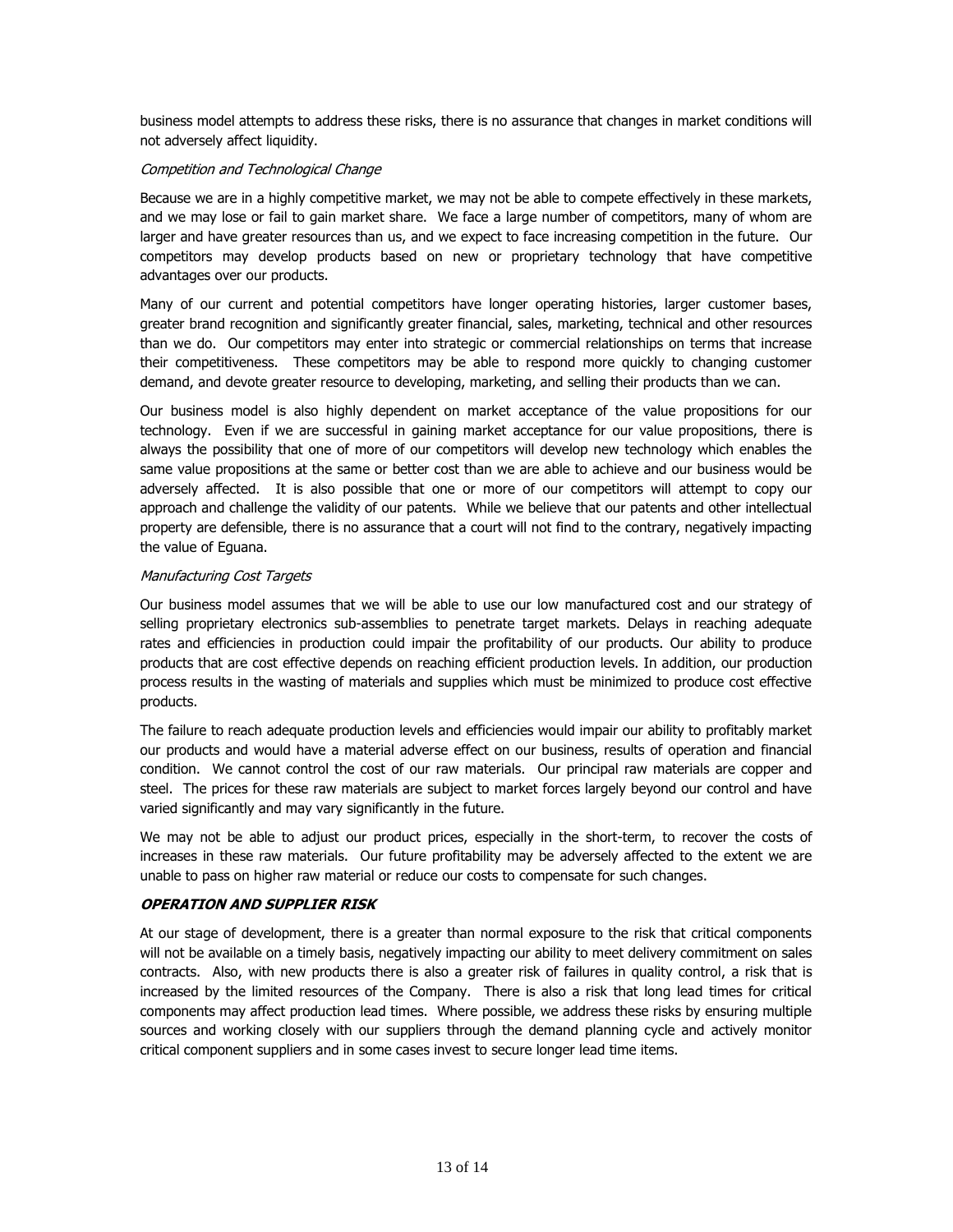business model attempts to address these risks, there is no assurance that changes in market conditions will not adversely affect liquidity.

*Competition and Technological Change*

Because we are in a highly competitive market, we may not be able to compete effectively in these markets, and we may lose or fail to gain market share. We face a large number of competitors, many of whom are larger and have greater resources than us, and we expect to face increasing competition in the future. Our competitors may develop products based on new or proprietary technology that have competitive advantages over our products.

Many of our current and potential competitors have longer operating histories, larger customer bases, greater brand recognition and significantly greater financial, sales, marketing, technical and other resources than we do. Our competitors may enter into strategic or commercial relationships on terms that increase their competitiveness. These competitors may be able to respond more quickly to changing customer demand, and devote greater resource to developing, marketing, and selling their products than we can.

Our business model is also highly dependent on market acceptance of the value propositions for our technology. Even if we are successful in gaining market acceptance for our value propositions, there is always the possibility that one of more of our competitors will develop new technology which enables the same value propositions at the same or better cost than we are able to achieve and our business would be adversely affected. It is also possible that one or more of our competitors will attempt to copy our approach and challenge the validity of our patents. While we believe that our patents and other intellectual property are defensible, there is no assurance that a court will not find to the contrary, negatively impacting the value of Eguana.

*Manufacturing Cost Targets*

Our business model assumes that we will be able to use our low manufactured cost and our strategy of selling proprietary electronics sub-assemblies to penetrate target markets. Delays in reaching adequate rates and efficiencies in production could impair the profitability of our products. Our ability to produce products that are cost effective depends on reaching efficient production levels. In addition, our production process results in the wasting of materials and supplies which must be minimized to produce cost effective products.

The failure to reach adequate production levels and efficiencies would impair our ability to profitably market our products and would have a material adverse effect on our business, results of operation and financial condition. We cannot control the cost of our raw materials. Our principal raw materials are copper and steel. The prices for these raw materials are subject to market forces largely beyond our control and have varied significantly and may vary significantly in the future.

We may not be able to adjust our product prices, especially in the short-term, to recover the costs of increases in these raw materials. Our future profitability may be adversely affected to the extent we are unable to pass on higher raw material or reduce our costs to compensate for such changes.

***OPERATION AND SUPPLIER RISK***

At our stage of development, there is a greater than normal exposure to the risk that critical components will not be available on a timely basis, negatively impacting our ability to meet delivery commitment on sales contracts. Also, with new products there is also a greater risk of failures in quality control, a risk that is increased by the limited resources of the Company. There is also a risk that long lead times for critical components may affect production lead times. Where possible, we address these risks by ensuring multiple sources and working closely with our suppliers through the demand planning cycle and actively monitor critical component suppliers and in some cases invest to secure longer lead time items.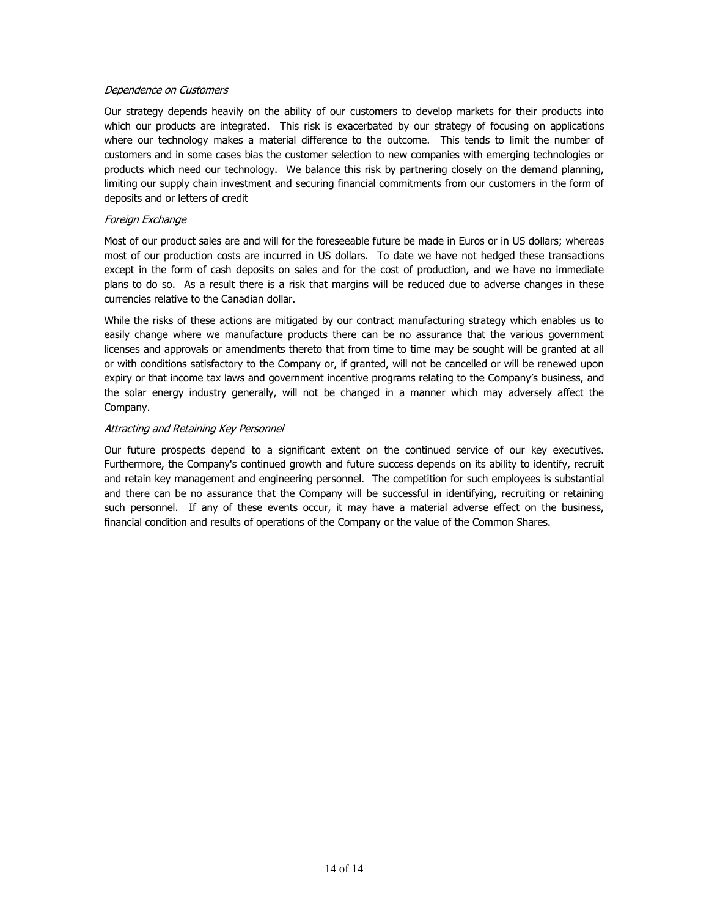*Dependence on Customers*

Our strategy depends heavily on the ability of our customers to develop markets for their products into which our products are integrated. This risk is exacerbated by our strategy of focusing on applications where our technology makes a material difference to the outcome. This tends to limit the number of customers and in some cases bias the customer selection to new companies with emerging technologies or products which need our technology. We balance this risk by partnering closely on the demand planning, limiting our supply chain investment and securing financial commitments from our customers in the form of deposits and or letters of credit

*Foreign Exchange*

Most of our product sales are and will for the foreseeable future be made in Euros or in US dollars; whereas most of our production costs are incurred in US dollars. To date we have not hedged these transactions except in the form of cash deposits on sales and for the cost of production, and we have no immediate plans to do so. As a result there is a risk that margins will be reduced due to adverse changes in these currencies relative to the Canadian dollar.

While the risks of these actions are mitigated by our contract manufacturing strategy which enables us to easily change where we manufacture products there can be no assurance that the various government licenses and approvals or amendments thereto that from time to time may be sought will be granted at all or with conditions satisfactory to the Company or, if granted, will not be cancelled or will be renewed upon expiry or that income tax laws and government incentive programs relating to the Company's business, and the solar energy industry generally, will not be changed in a manner which may adversely affect the Company.

*Attracting and Retaining Key Personnel*

Our future prospects depend to a significant extent on the continued service of our key executives. Furthermore, the Company's continued growth and future success depends on its ability to identify, recruit and retain key management and engineering personnel. The competition for such employees is substantial and there can be no assurance that the Company will be successful in identifying, recruiting or retaining such personnel. If any of these events occur, it may have a material adverse effect on the business, financial condition and results of operations of the Company or the value of the Common Shares.